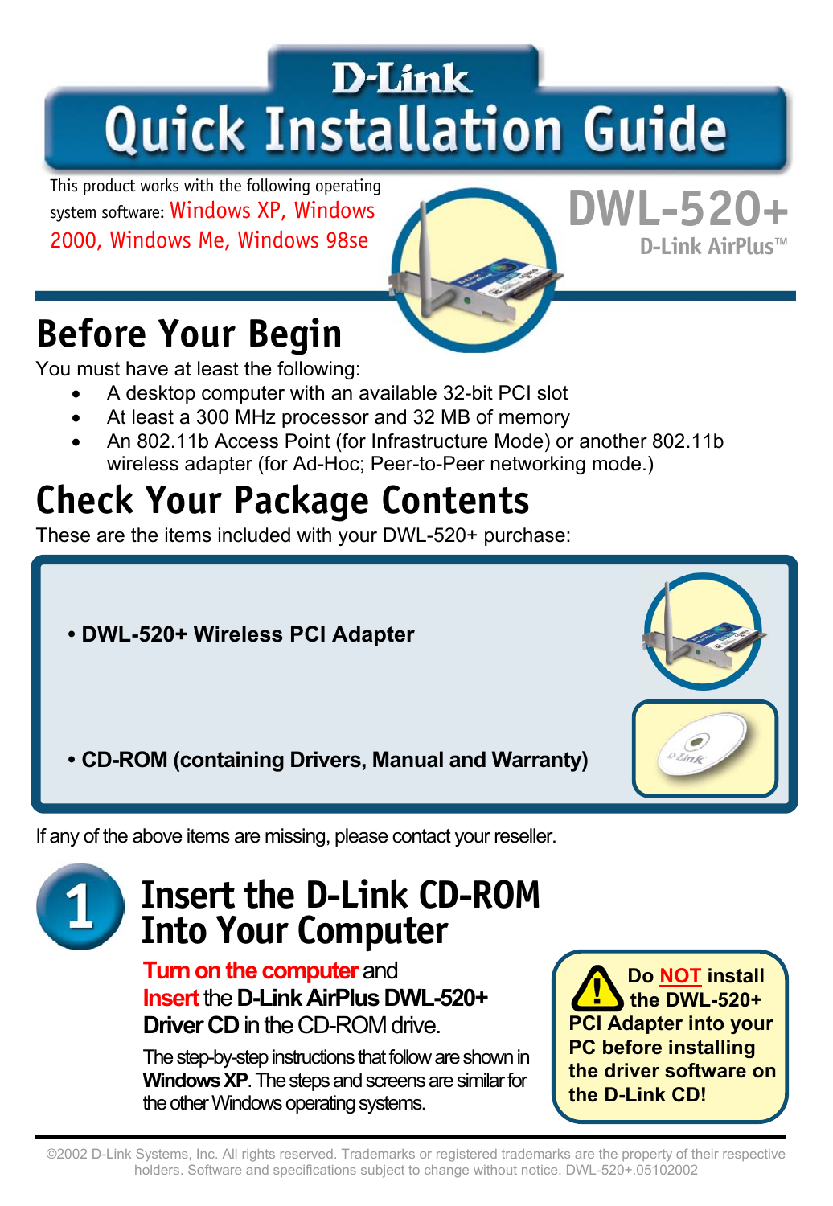# D-Link Quick Installation Guide

This product works with the following operating system software: Windows XP, Windows 2000, Windows Me, Windows 98se

**DWL-520+**
**D-Link AirPlus™**

## Before Your Begin

You must have at least the following:

- A desktop computer with an available 32-bit PCI slot
- At least a 300 MHz processor and 32 MB of memory
- An 802.11b Access Point (for Infrastructure Mode) or another 802.11b wireless adapter (for Ad-Hoc; Peer-to-Peer networking mode.)

## Check Your Package Contents

These are the items included with your DWL-520+ purchase:

- **DWL-520+ Wireless PCI Adapter**
- **CD-ROM (containing Drivers, Manual and Warranty)**

If any of the above items are missing, please contact your reseller.

## 1 Insert the D-Link CD-ROM Into Your Computer

**Turn on the computer** and **Insert** the **D-Link AirPlus DWL-520+ Driver CD** in the CD-ROM drive.

The step-by-step instructions that follow are shown in **Windows XP**. The steps and screens are similar for the other Windows operating systems.

**Do NOT install the DWL-520+ PCI Adapter into your PC before installing the driver software on the D-Link CD!**

©2002 D-Link Systems, Inc. All rights reserved. Trademarks or registered trademarks are the property of their respective holders. Software and specifications subject to change without notice. DWL-520+.05102002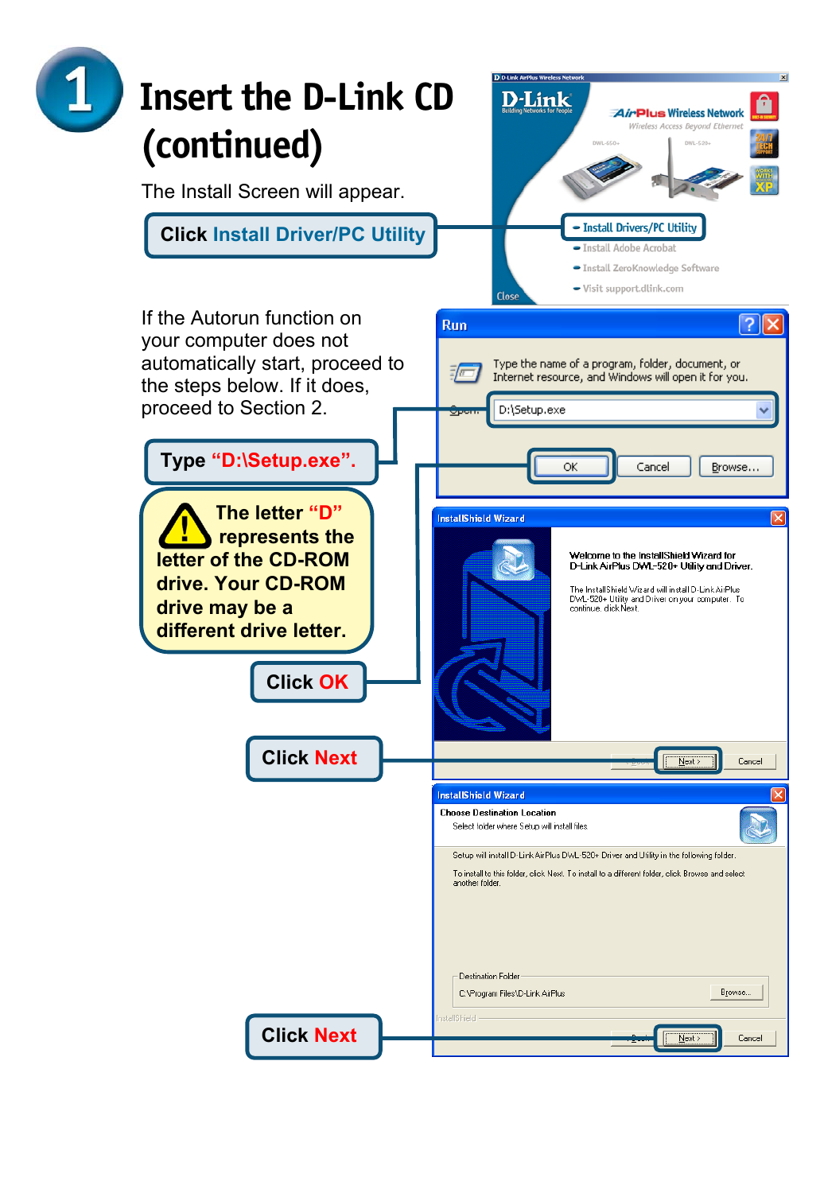# 1 Insert the D-Link CD (continued)

The Install Screen will appear.

**Click Install Driver/PC Utility**

If the Autorun function on your computer does not automatically start, proceed to the steps below. If it does, proceed to Section 2.

**Type "D:\Setup.exe".**

**The letter "D" represents the letter of the CD-ROM drive. Your CD-ROM drive may be a different drive letter.**

**Click OK**

**Click Next**

**Click Next**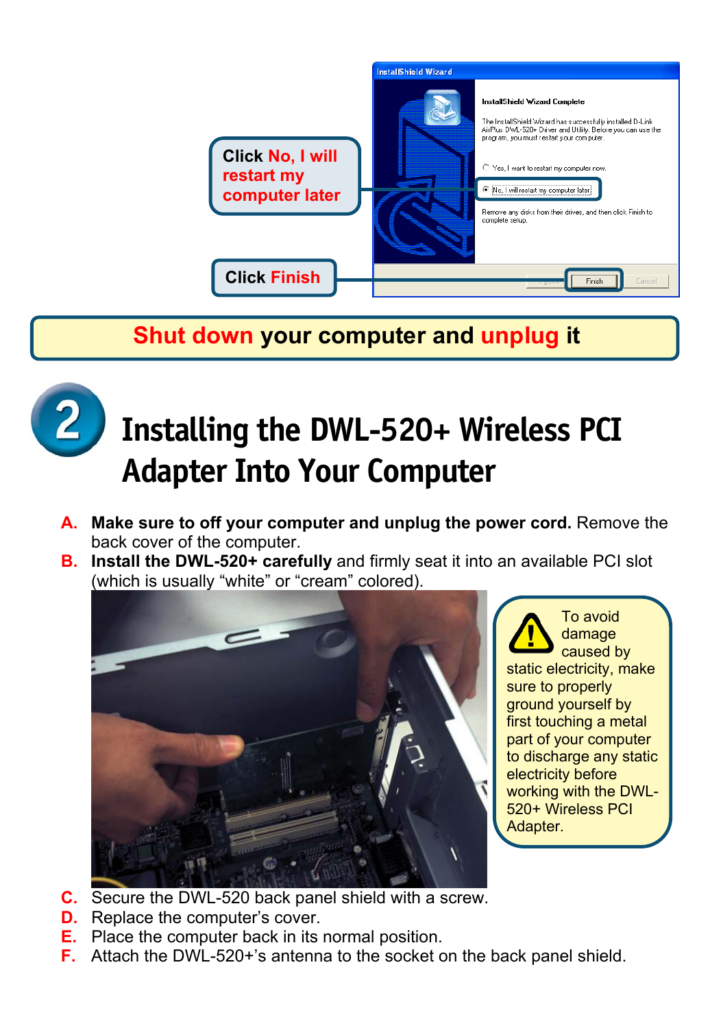Click **No, I will restart my computer later**

Click **Finish**

**Shut down your computer and unplug it**

# 2 Installing the DWL-520+ Wireless PCI Adapter Into Your Computer

**A.** **Make sure to off your computer and unplug the power cord.** Remove the back cover of the computer.

**B.** **Install the DWL-520+ carefully** and firmly seat it into an available PCI slot (which is usually “white” or “cream” colored).

To avoid damage caused by static electricity, make sure to properly ground yourself by first touching a metal part of your computer to discharge any static electricity before working with the DWL-520+ Wireless PCI Adapter.

**C.** Secure the DWL-520 back panel shield with a screw.

**D.** Replace the computer’s cover.

**E.** Place the computer back in its normal position.

**F.** Attach the DWL-520+’s antenna to the socket on the back panel shield.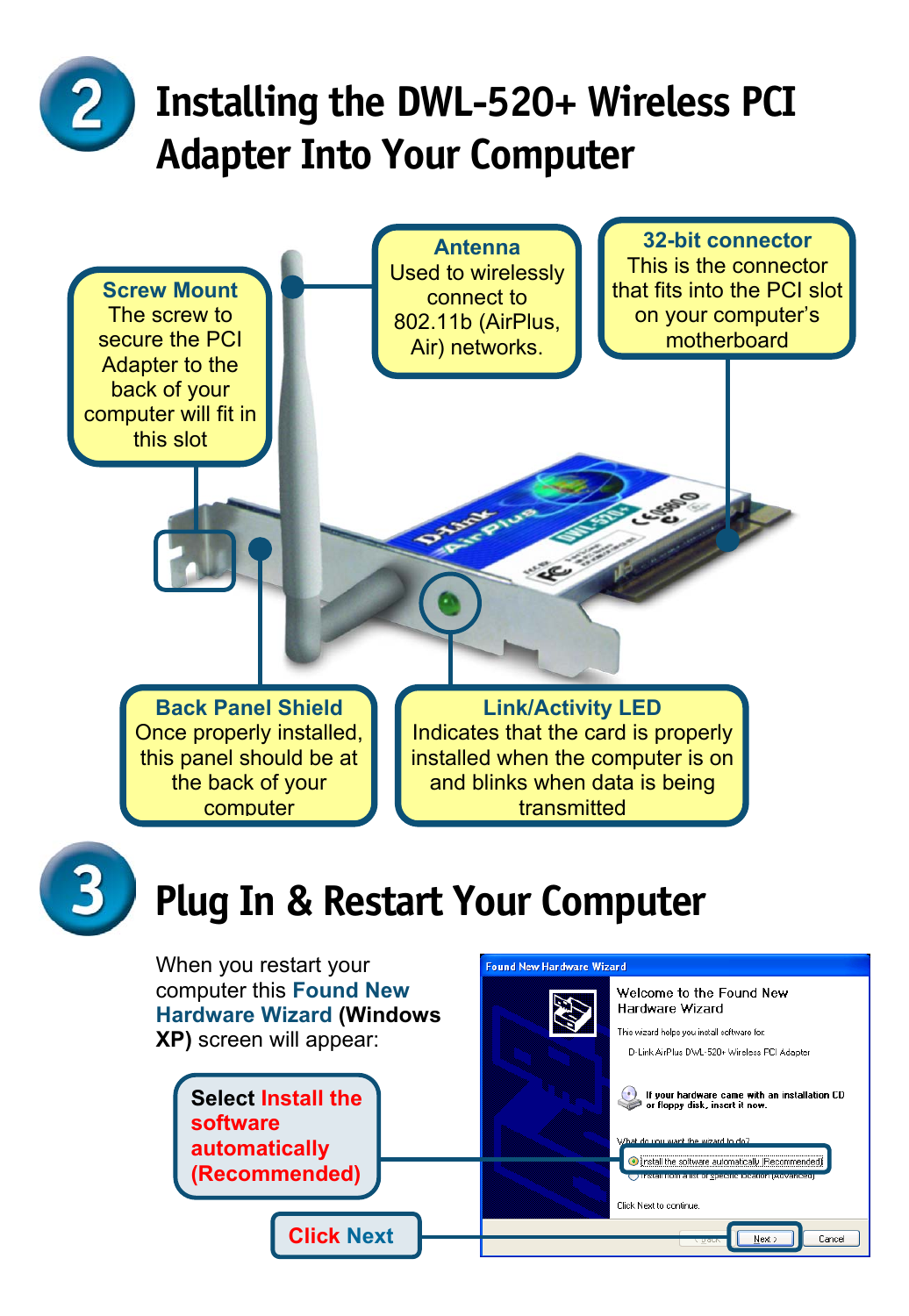## 2 Installing the DWL-520+ Wireless PCI Adapter Into Your Computer

**Screw Mount**
The screw to secure the PCI Adapter to the back of your computer will fit in this slot

**Antenna**
Used to wirelessly connect to 802.11b (AirPlus, Air) networks.

**32-bit connector**
This is the connector that fits into the PCI slot on your computer's motherboard

**Back Panel Shield**
Once properly installed, this panel should be at the back of your computer

**Link/Activity LED**
Indicates that the card is properly installed when the computer is on and blinks when data is being transmitted

## 3 Plug In & Restart Your Computer

When you restart your computer this **Found New Hardware Wizard** **(Windows XP)** screen will appear:

**Select Install the software automatically (Recommended)**

**Click Next**

Found New Hardware Wizard

Welcome to the Found New Hardware Wizard

This wizard helps you install software for:

D-Link AirPlus DWL-520+ Wireless PCI Adapter

If your hardware came with an installation CD or floppy disk, insert it now.

What do you want the wizard to do?

- Install the software automatically (Recommended)
- Install from a list or specific location (Advanced)

Click Next to continue.

< Back | Next > | Cancel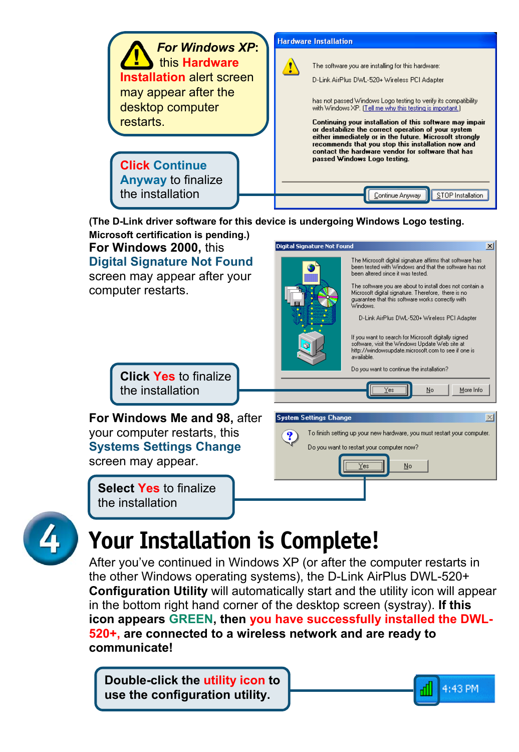***For Windows XP***: this **Hardware Installation** alert screen may appear after the desktop computer restarts.

**Hardware Installation**

The software you are installing for this hardware:

D-Link AirPlus DWL-520+ Wireless PCI Adapter

has not passed Windows Logo testing to verify its compatibility with Windows XP. (Tell me why this testing is important.)

**Continuing your installation of this software may impair or destabilize the correct operation of your system either immediately or in the future. Microsoft strongly recommends that you stop this installation now and contact the hardware vendor for software that has passed Windows Logo testing.**

Continue Anyway | STOP Installation

**Click Continue Anyway** to finalize the installation

**(The D-Link driver software for this device is undergoing Windows Logo testing. Microsoft certification is pending.)**

**For Windows 2000,** this **Digital Signature Not Found** screen may appear after your computer restarts.

**Digital Signature Not Found**

The Microsoft digital signature affirms that software has been tested with Windows and that the software has not been altered since it was tested.

The software you are about to install does not contain a Microsoft digital signature. Therefore, there is no guarantee that this software works correctly with Windows.

D-Link AirPlus DWL-520+ Wireless PCI Adapter

If you want to search for Microsoft digitally signed software, visit the Windows Update Web site at http://windowsupdate.microsoft.com to see if one is available.

Do you want to continue the installation?

Yes | No | More Info

**Click Yes** to finalize the installation

**For Windows Me and 98,** after your computer restarts, this **Systems Settings Change** screen may appear.

**System Settings Change**

To finish setting up your new hardware, you must restart your computer.

Do you want to restart your computer now?

Yes | No

**Select Yes** to finalize the installation

# 4 Your Installation is Complete!

After you've continued in Windows XP (or after the computer restarts in the other Windows operating systems), the D-Link AirPlus DWL-520+ **Configuration Utility** will automatically start and the utility icon will appear in the bottom right hand corner of the desktop screen (systray). **If this icon appears GREEN, then you have successfully installed the DWL-520+, are connected to a wireless network and are ready to communicate!**

**Double-click the utility icon to use the configuration utility.**

4:43 PM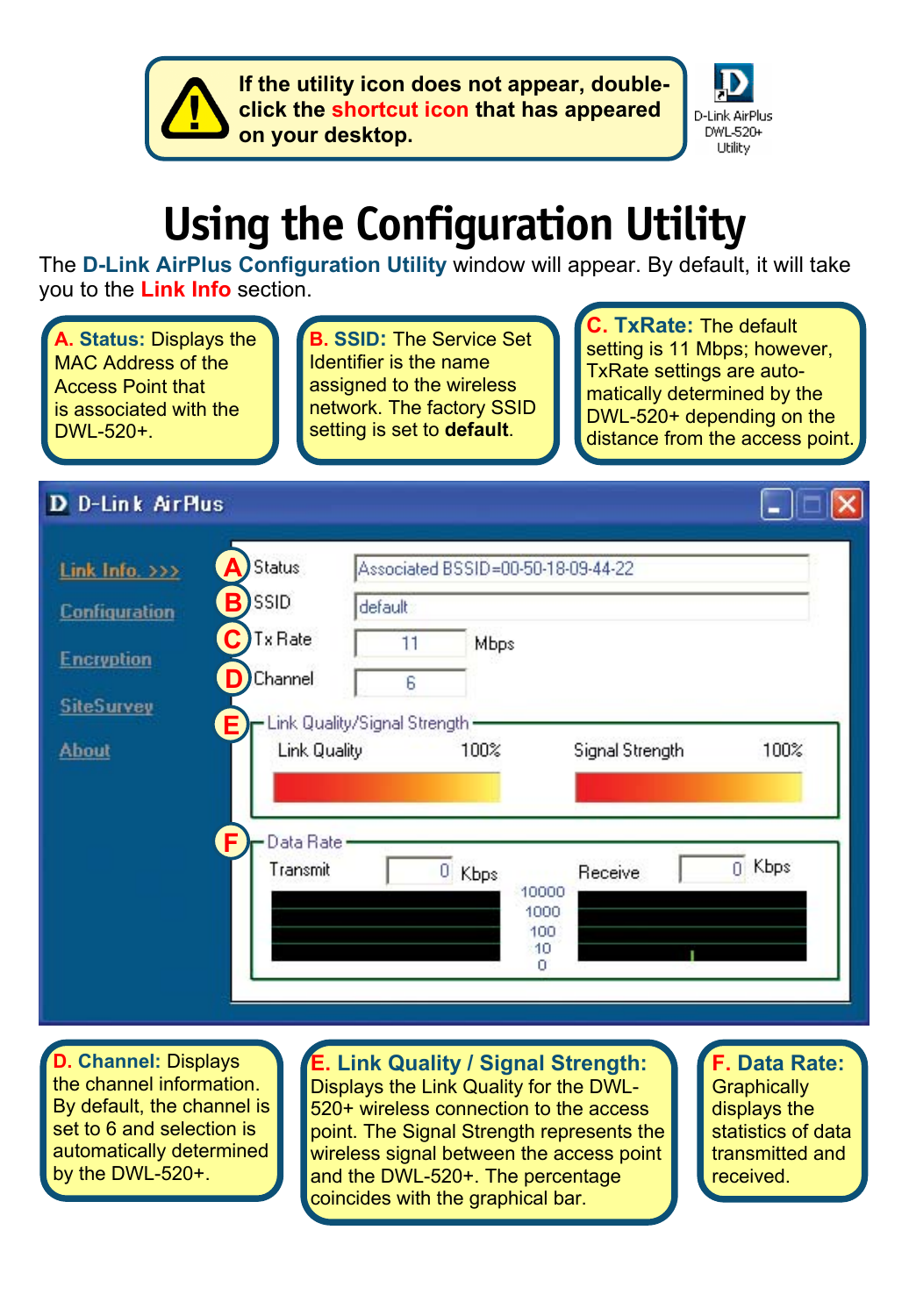**If the utility icon does not appear, double-click the shortcut icon that has appeared on your desktop.**

D-Link AirPlus DWL-520+ Utility

# Using the Configuration Utility

The **D-Link AirPlus Configuration Utility** window will appear. By default, it will take you to the **Link Info** section.

**A. Status:** Displays the MAC Address of the Access Point that is associated with the DWL-520+.

**B. SSID:** The Service Set Identifier is the name assigned to the wireless network. The factory SSID setting is set to **default**.

**C. TxRate:** The default setting is 11 Mbps; however, TxRate settings are automatically determined by the DWL-520+ depending on the distance from the access point.

D-Link AirPlus

Link Info. >>>
Configuration
Encryption
SiteSurvey
About

| | | |
|---|---|---|
| A | Status | Associated BSSID=00-50-18-09-44-22 |
| B | SSID | default |
| C | Tx Rate | 11 Mbps |
| D | Channel | 6 |

E Link Quality/Signal Strength
Link Quality 100% — Signal Strength 100%

F Data Rate
Transmit 0 Kbps — Receive 0 Kbps
10000, 1000, 100, 10, 0

**D. Channel:** Displays the channel information. By default, the channel is set to 6 and selection is automatically determined by the DWL-520+.

**E. Link Quality / Signal Strength:** Displays the Link Quality for the DWL-520+ wireless connection to the access point. The Signal Strength represents the wireless signal between the access point and the DWL-520+. The percentage coincides with the graphical bar.

**F. Data Rate:** Graphically displays the statistics of data transmitted and received.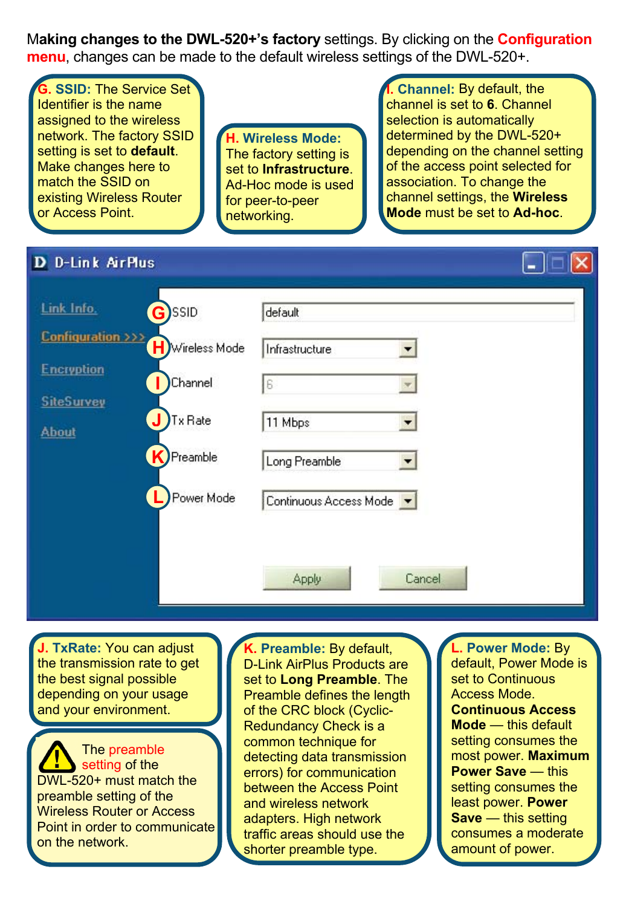Making changes to the DWL-520+'s factory settings. By clicking on the **Configuration menu**, changes can be made to the default wireless settings of the DWL-520+.

**G. SSID:** The Service Set Identifier is the name assigned to the wireless network. The factory SSID setting is set to **default**. Make changes here to match the SSID on existing Wireless Router or Access Point.

**H. Wireless Mode:** The factory setting is set to **Infrastructure**. Ad-Hoc mode is used for peer-to-peer networking.

**I. Channel:** By default, the channel is set to **6**. Channel selection is automatically determined by the DWL-520+ depending on the channel setting of the access point selected for association. To change the channel settings, the **Wireless Mode** must be set to **Ad-hoc**.

D-Link AirPlus

- Link Info.
- Configuration >>>
- Encryption
- SiteSurvey
- About

| | |
|---|---|
| G SSID | default |
| H Wireless Mode | Infrastructure |
| I Channel | 6 |
| J Tx Rate | 11 Mbps |
| K Preamble | Long Preamble |
| L Power Mode | Continuous Access Mode |

Apply | Cancel

**J. TxRate:** You can adjust the transmission rate to get the best signal possible depending on your usage and your environment.

The preamble setting of the DWL-520+ must match the preamble setting of the Wireless Router or Access Point in order to communicate on the network.

**K. Preamble:** By default, D-Link AirPlus Products are set to **Long Preamble**. The Preamble defines the length of the CRC block (Cyclic-Redundancy Check is a common technique for detecting data transmission errors) for communication between the Access Point and wireless network adapters. High network traffic areas should use the shorter preamble type.

**L. Power Mode:** By default, Power Mode is set to Continuous Access Mode. **Continuous Access Mode** — this default setting consumes the most power. **Maximum Power Save** — this setting consumes the least power. **Power Save** — this setting consumes a moderate amount of power.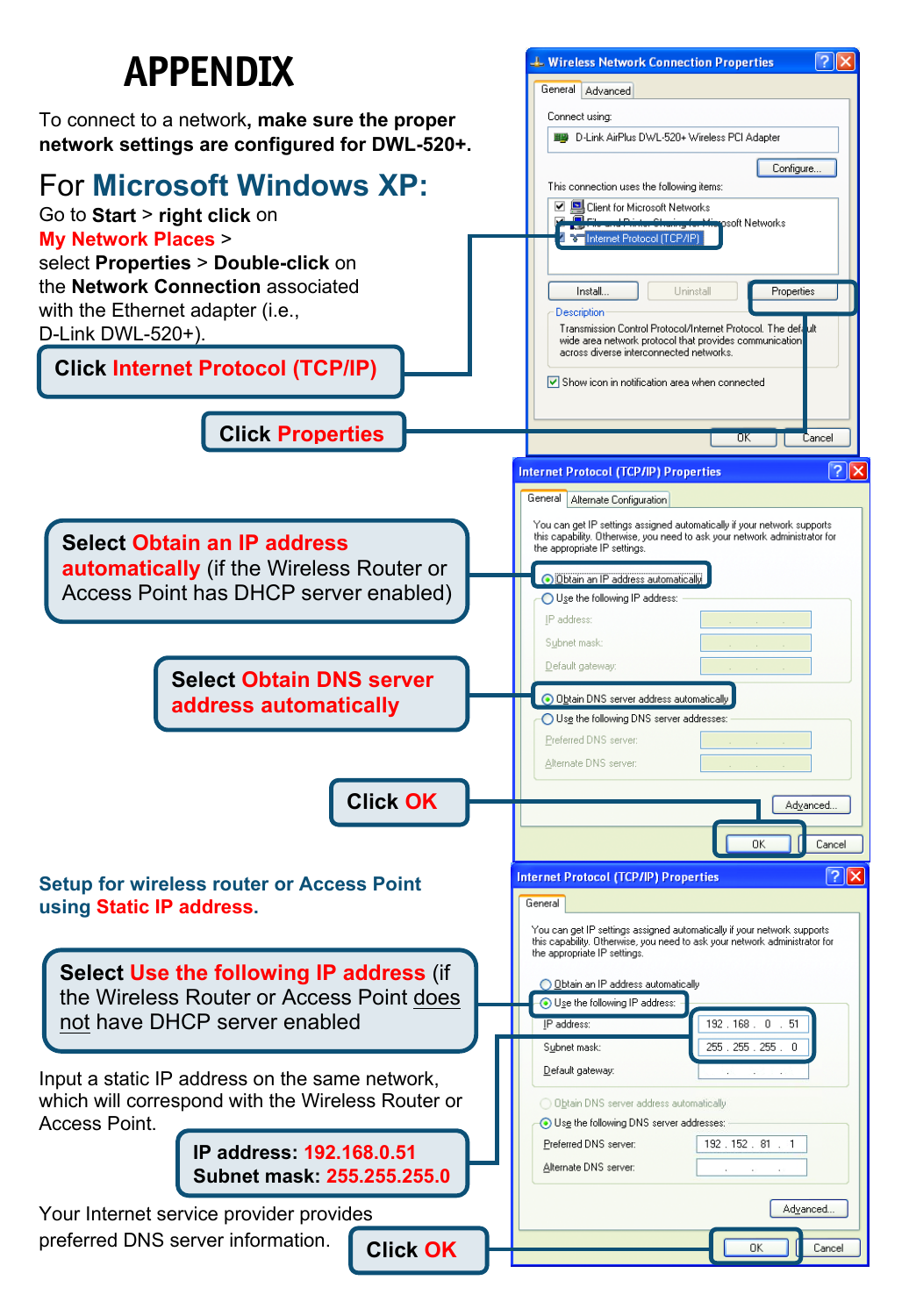# APPENDIX

To connect to a network, **make sure the proper network settings are configured for DWL-520+.**

## For Microsoft Windows XP:

Go to **Start** > **right click** on **My Network Places** > select **Properties** > **Double-click** on the **Network Connection** associated with the Ethernet adapter (i.e., D-Link DWL-520+).

**Click Internet Protocol (TCP/IP)**

**Click Properties**

**Select Obtain an IP address automatically** (if the Wireless Router or Access Point has DHCP server enabled)

**Select Obtain DNS server address automatically**

**Click OK**

### Setup for wireless router or Access Point using Static IP address.

**Select Use the following IP address** (if the Wireless Router or Access Point does not have DHCP server enabled)

Input a static IP address on the same network, which will correspond with the Wireless Router or Access Point.

**IP address: 192.168.0.51**
**Subnet mask: 255.255.255.0**

Your Internet service provider provides preferred DNS server information.

**Click OK**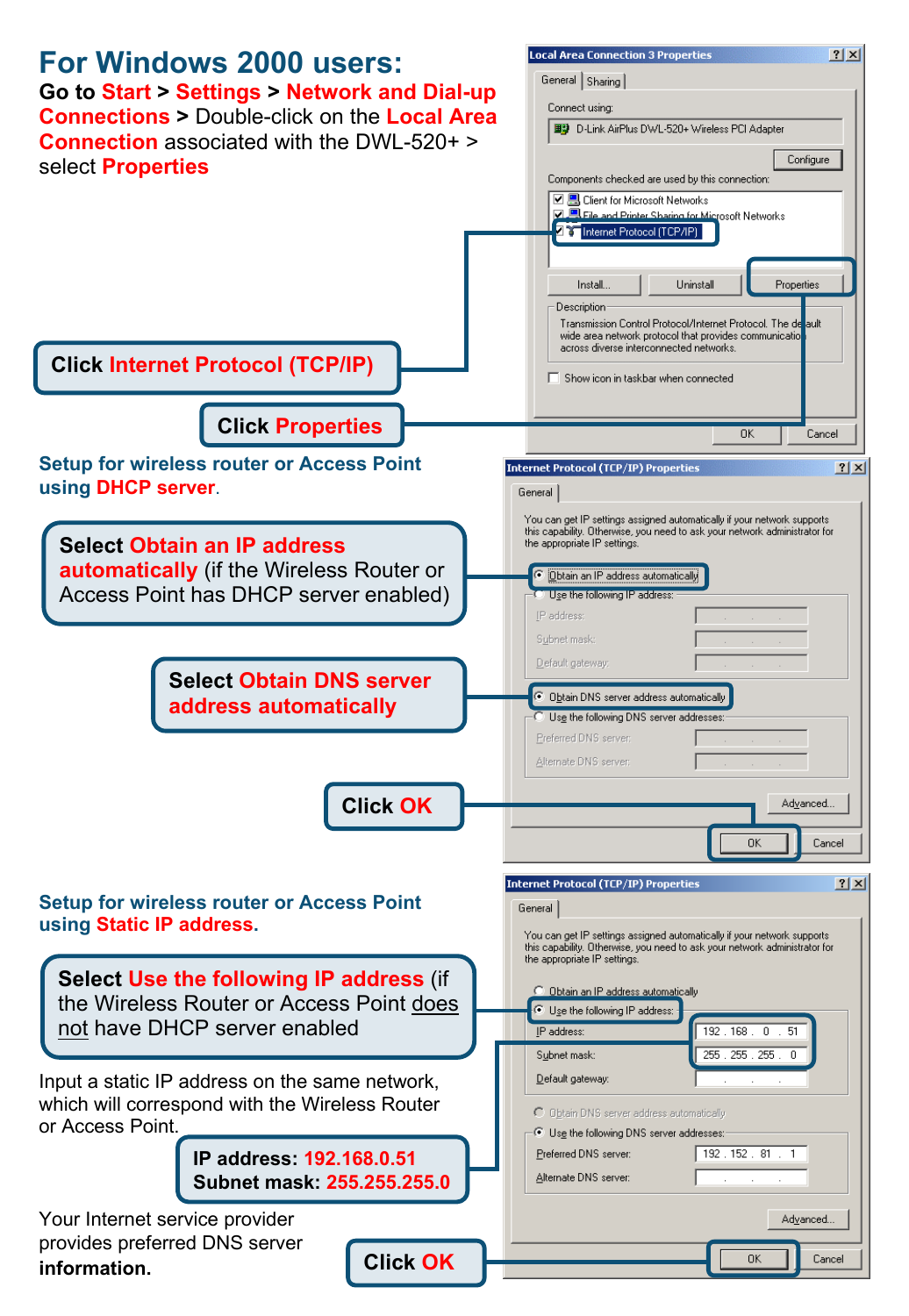# For Windows 2000 users:

**Go to Start > Settings > Network and Dial-up Connections >** Double-click on the **Local Area Connection** associated with the DWL-520+ > select **Properties**

**Click Internet Protocol (TCP/IP)**

**Click Properties**

### Setup for wireless router or Access Point using DHCP server.

**Select Obtain an IP address automatically** (if the Wireless Router or Access Point has DHCP server enabled)

**Select Obtain DNS server address automatically**

**Click OK**

### Setup for wireless router or Access Point using Static IP address.

**Select Use the following IP address** (if the Wireless Router or Access Point does not have DHCP server enabled

Input a static IP address on the same network, which will correspond with the Wireless Router or Access Point.

**IP address: 192.168.0.51**
**Subnet mask: 255.255.255.0**

Your Internet service provider provides preferred DNS server **information.**

**Click OK**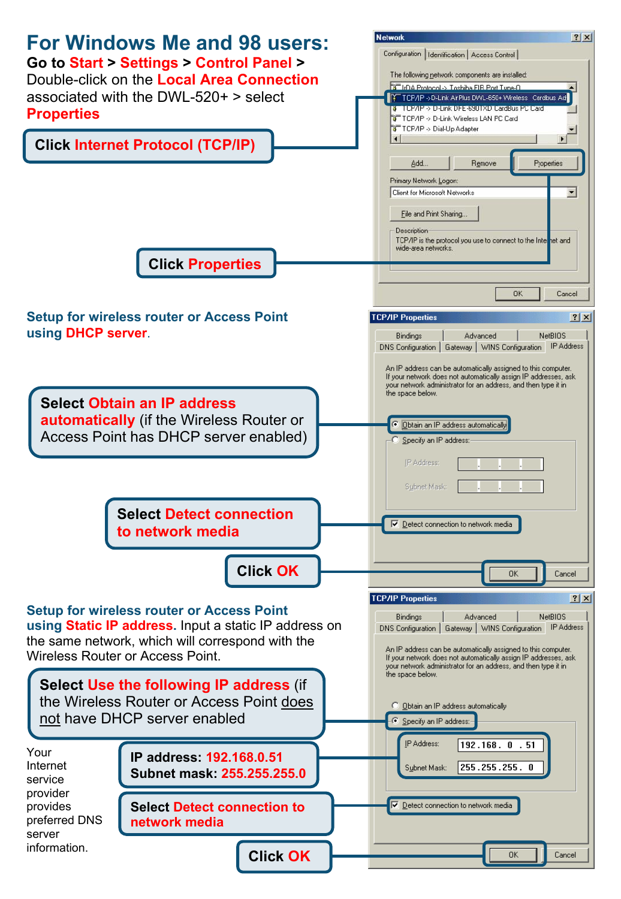# For Windows Me and 98 users:

**Go to Start > Settings > Control Panel >** Double-click on the **Local Area Connection** associated with the DWL-520+ > select **Properties**

**Click Internet Protocol (TCP/IP)**

**Click Properties**

### Setup for wireless router or Access Point using DHCP server.

**Select Obtain an IP address automatically** (if the Wireless Router or Access Point has DHCP server enabled)

**Select Detect connection to network media**

**Click OK**

### Setup for wireless router or Access Point using Static IP address.

Input a static IP address on the same network, which will correspond with the Wireless Router or Access Point.

**Select Use the following IP address** (if the Wireless Router or Access Point does not have DHCP server enabled)

**IP address: 192.168.0.51**
**Subnet mask: 255.255.255.0**

Your Internet service provider provides preferred DNS server information.

**Select Detect connection to network media**

**Click OK**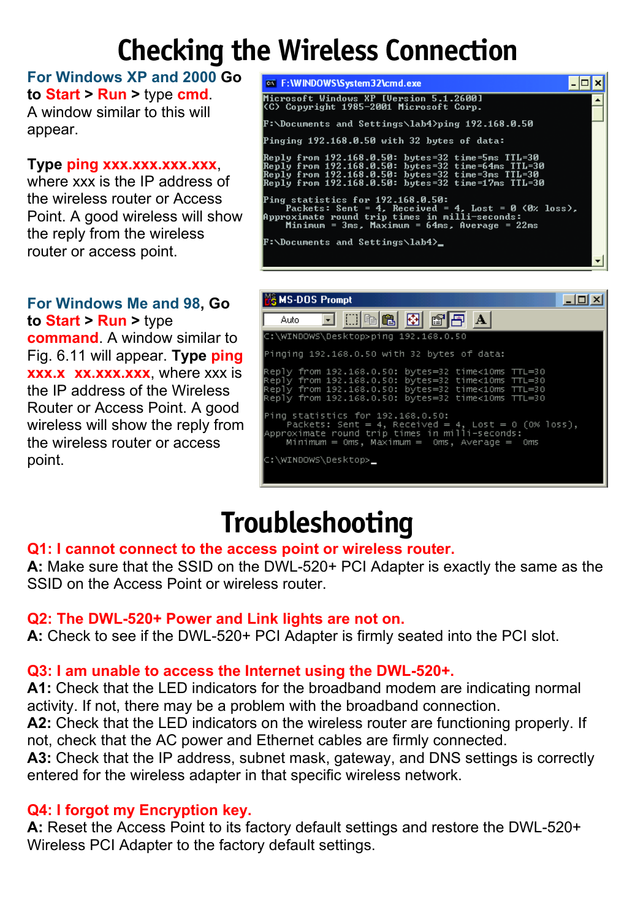# Checking the Wireless Connection

**For Windows XP and 2000 Go to Start > Run >** type **cmd**. A window similar to this will appear.

**Type ping xxx.xxx.xxx.xxx**, where xxx is the IP address of the wireless router or Access Point. A good wireless will show the reply from the wireless router or access point.

```
F:\WINDOWS\System32\cmd.exe
Microsoft Windows XP [Version 5.1.2600]
(C) Copyright 1985-2001 Microsoft Corp.

F:\Documents and Settings\lab4>ping 192.168.0.50

Pinging 192.168.0.50 with 32 bytes of data:

Reply from 192.168.0.50: bytes=32 time=5ms TTL=30
Reply from 192.168.0.50: bytes=32 time=64ms TTL=30
Reply from 192.168.0.50: bytes=32 time=3ms TTL=30
Reply from 192.168.0.50: bytes=32 time=17ms TTL=30

Ping statistics for 192.168.0.50:
    Packets: Sent = 4, Received = 4, Lost = 0 (0% loss),
Approximate round trip times in milli-seconds:
    Minimum = 3ms, Maximum = 64ms, Average = 22ms

F:\Documents and Settings\lab4>_
```

**For Windows Me and 98, Go to Start > Run >** type **command**. A window similar to Fig. 6.11 will appear. **Type ping xxx.x xx.xxx.xxx**, where xxx is the IP address of the Wireless Router or Access Point. A good wireless will show the reply from the wireless router or access point.

```
MS-DOS Prompt
C:\WINDOWS\Desktop>ping 192.168.0.50

Pinging 192.168.0.50 with 32 bytes of data:

Reply from 192.168.0.50: bytes=32 time<10ms TTL=30
Reply from 192.168.0.50: bytes=32 time<10ms TTL=30
Reply from 192.168.0.50: bytes=32 time<10ms TTL=30
Reply from 192.168.0.50: bytes=32 time<10ms TTL=30

Ping statistics for 192.168.0.50:
    Packets: Sent = 4, Received = 4, Lost = 0 (0% loss),
Approximate round trip times in milli-seconds:
    Minimum = 0ms, Maximum =  0ms, Average =  0ms

C:\WINDOWS\Desktop>_
```

# Troubleshooting

**Q1: I cannot connect to the access point or wireless router.**
**A:** Make sure that the SSID on the DWL-520+ PCI Adapter is exactly the same as the SSID on the Access Point or wireless router.

**Q2: The DWL-520+ Power and Link lights are not on.**
**A:** Check to see if the DWL-520+ PCI Adapter is firmly seated into the PCI slot.

**Q3: I am unable to access the Internet using the DWL-520+.**
**A1:** Check that the LED indicators for the broadband modem are indicating normal activity. If not, there may be a problem with the broadband connection.
**A2:** Check that the LED indicators on the wireless router are functioning properly. If not, check that the AC power and Ethernet cables are firmly connected.
**A3:** Check that the IP address, subnet mask, gateway, and DNS settings is correctly entered for the wireless adapter in that specific wireless network.

**Q4: I forgot my Encryption key.**
**A:** Reset the Access Point to its factory default settings and restore the DWL-520+ Wireless PCI Adapter to the factory default settings.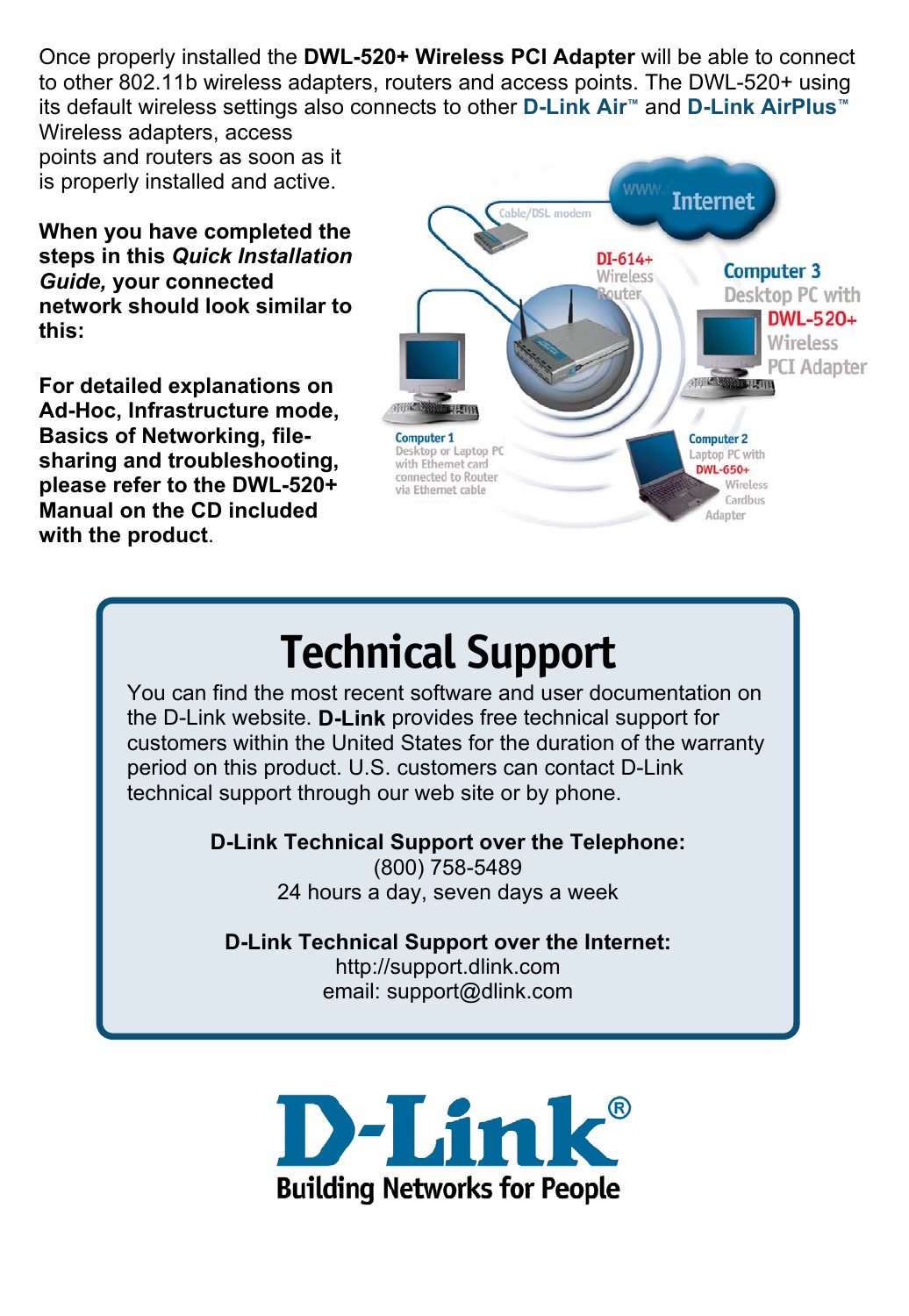Once properly installed the **DWL-520+ Wireless PCI Adapter** will be able to connect to other 802.11b wireless adapters, routers and access points. The DWL-520+ using its default wireless settings also connects to other **D-Link Air**™ and **D-Link AirPlus**™ Wireless adapters, access points and routers as soon as it is properly installed and active.

**When you have completed the steps in this *Quick Installation Guide,* your connected network should look similar to this:**

Internet

Cable/DSL modem

DI-614+ Wireless Router

Computer 3
Desktop PC with
DWL-520+
Wireless
PCI Adapter

Computer 1
Desktop or Laptop PC with Ethernet card connected to Router via Ethernet cable

Computer 2
Laptop PC with
DWL-650+
Wireless
Cardbus
Adapter

**For detailed explanations on Ad-Hoc, Infrastructure mode, Basics of Networking, file-sharing and troubleshooting, please refer to the DWL-520+ Manual on the CD included with the product**.

# Technical Support

You can find the most recent software and user documentation on the D-Link website. **D-Link** provides free technical support for customers within the United States for the duration of the warranty period on this product. U.S. customers can contact D-Link technical support through our web site or by phone.

**D-Link Technical Support over the Telephone:**
(800) 758-5489
24 hours a day, seven days a week

**D-Link Technical Support over the Internet:**
http://support.dlink.com
email: support@dlink.com

D-Link®
Building Networks for People